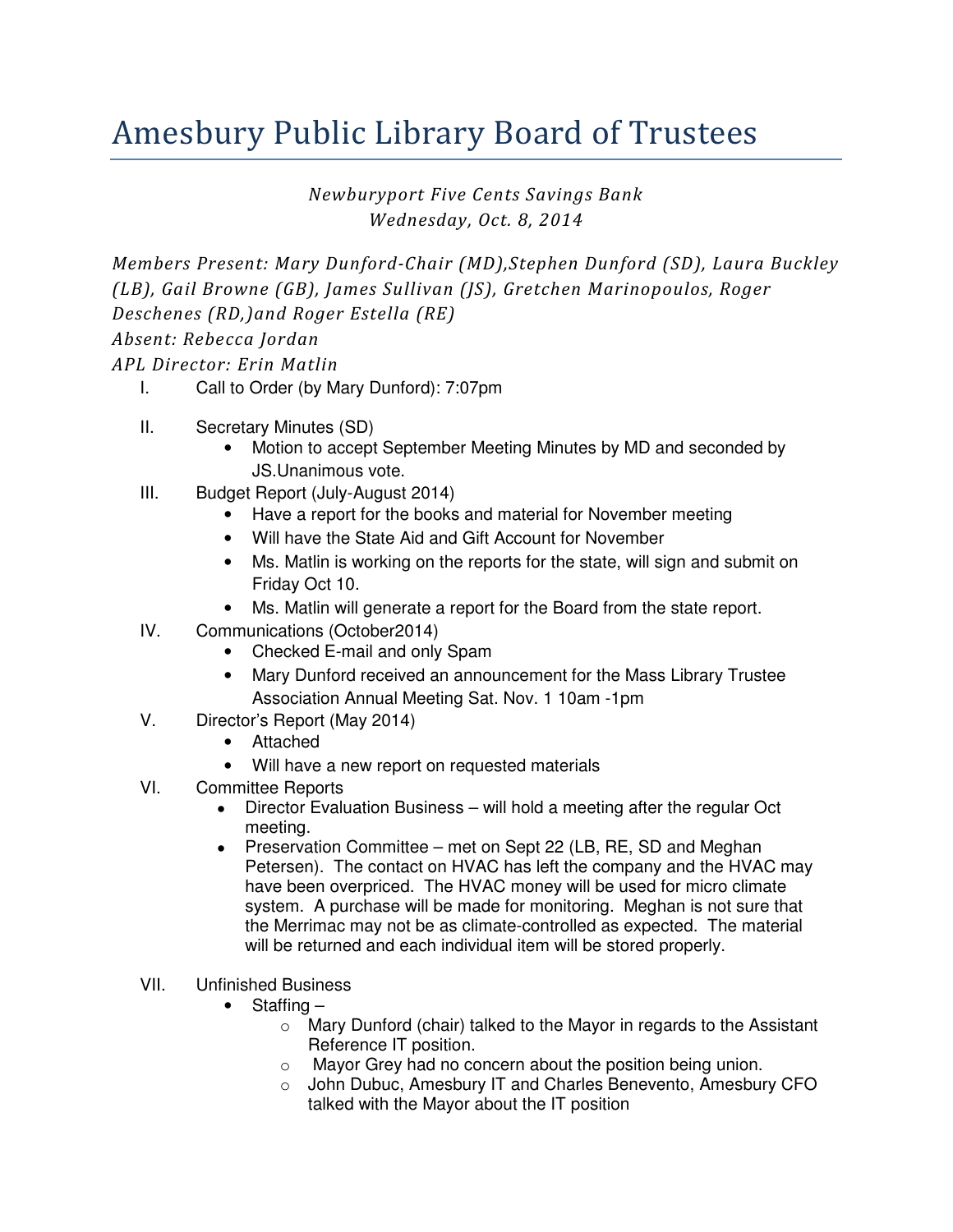# Amesbury Public Library Board of Trustees

*Newburyport Five Cents Savings Bank*
*Wednesday, Oct. 8, 2014*

*Members Present: Mary Dunford-Chair (MD),Stephen Dunford (SD), Laura Buckley (LB), Gail Browne (GB), James Sullivan (JS), Gretchen Marinopoulos, Roger Deschenes (RD,)and Roger Estella (RE)*
*Absent: Rebecca Jordan*
*APL Director: Erin Matlin*

I. Call to Order (by Mary Dunford): 7:07pm

II. Secretary Minutes (SD)
- Motion to accept September Meeting Minutes by MD and seconded by JS.Unanimous vote.

III. Budget Report (July-August 2014)
- Have a report for the books and material for November meeting
- Will have the State Aid and Gift Account for November
- Ms. Matlin is working on the reports for the state, will sign and submit on Friday Oct 10.
- Ms. Matlin will generate a report for the Board from the state report.

IV. Communications (October2014)
- Checked E-mail and only Spam
- Mary Dunford received an announcement for the Mass Library Trustee Association Annual Meeting Sat. Nov. 1 10am -1pm

V. Director's Report (May 2014)
- Attached
- Will have a new report on requested materials

VI. Committee Reports
- Director Evaluation Business – will hold a meeting after the regular Oct meeting.
- Preservation Committee – met on Sept 22 (LB, RE, SD and Meghan Petersen). The contact on HVAC has left the company and the HVAC may have been overpriced. The HVAC money will be used for micro climate system. A purchase will be made for monitoring. Meghan is not sure that the Merrimac may not be as climate-controlled as expected. The material will be returned and each individual item will be stored properly.

VII. Unfinished Business
- Staffing –
  - Mary Dunford (chair) talked to the Mayor in regards to the Assistant Reference IT position.
  - Mayor Grey had no concern about the position being union.
  - John Dubuc, Amesbury IT and Charles Benevento, Amesbury CFO talked with the Mayor about the IT position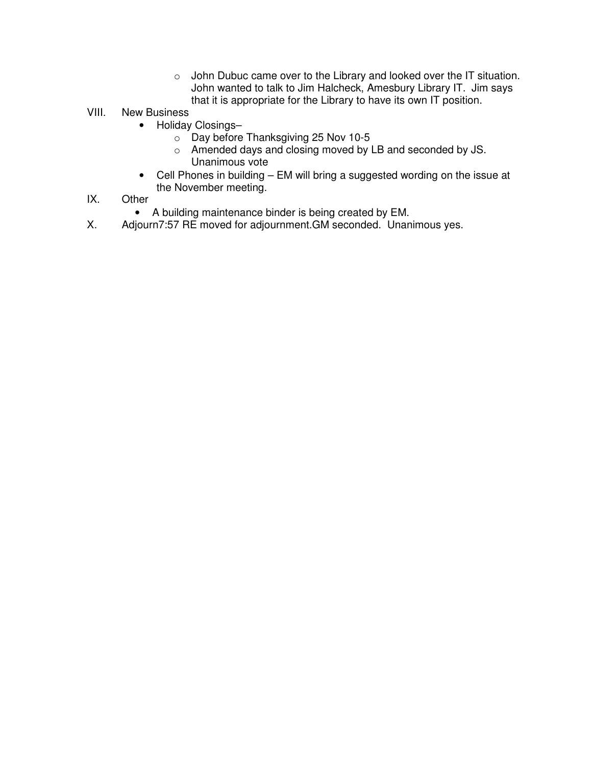- John Dubuc came over to the Library and looked over the IT situation. John wanted to talk to Jim Halcheck, Amesbury Library IT. Jim says that it is appropriate for the Library to have its own IT position.

VIII. New Business
- Holiday Closings–
  - Day before Thanksgiving 25 Nov 10-5
  - Amended days and closing moved by LB and seconded by JS. Unanimous vote
- Cell Phones in building – EM will bring a suggested wording on the issue at the November meeting.

IX. Other
- A building maintenance binder is being created by EM.

X. Adjourn7:57 RE moved for adjournment.GM seconded. Unanimous yes.